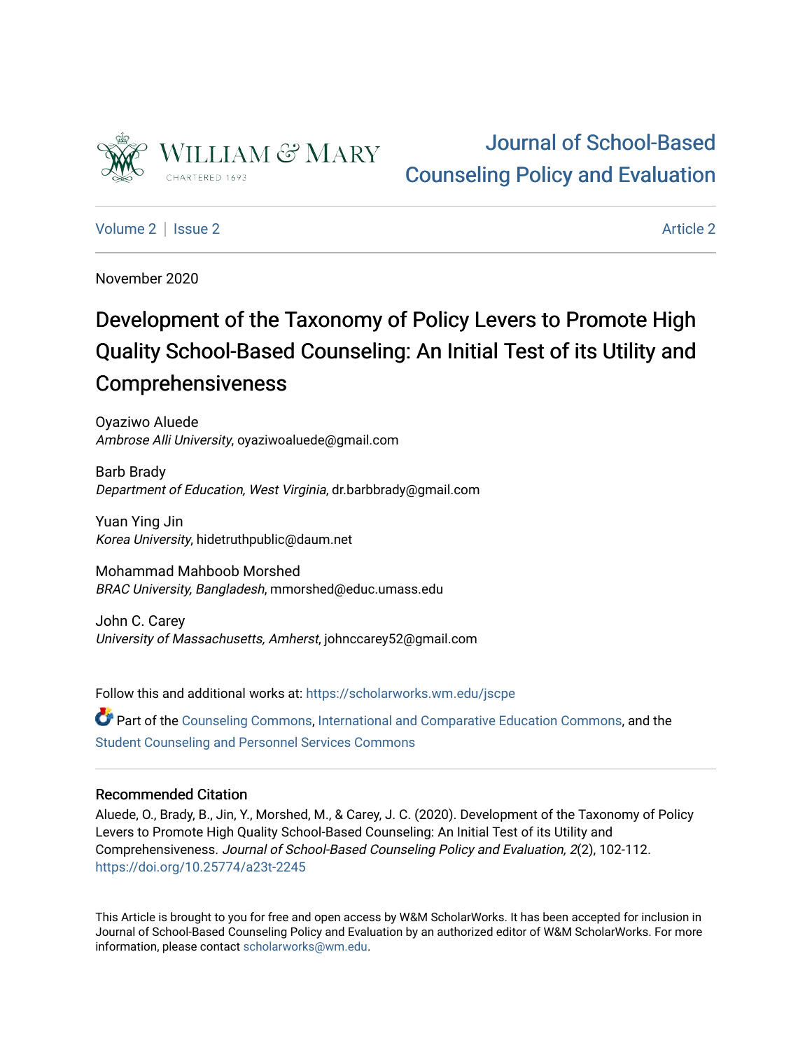William & Mary
CHARTERED 1693

Journal of School-Based Counseling Policy and Evaluation

Volume 2 | Issue 2 | Article 2

November 2020

# Development of the Taxonomy of Policy Levers to Promote High Quality School-Based Counseling: An Initial Test of its Utility and Comprehensiveness

Oyaziwo Aluede
*Ambrose Alli University*, oyaziwoaluede@gmail.com

Barb Brady
*Department of Education, West Virginia*, dr.barbbrady@gmail.com

Yuan Ying Jin
*Korea University*, hidetruthpublic@daum.net

Mohammad Mahboob Morshed
*BRAC University, Bangladesh*, mmorshed@educ.umass.edu

John C. Carey
*University of Massachusetts, Amherst*, johnccarey52@gmail.com

Follow this and additional works at: https://scholarworks.wm.edu/jscpe

Part of the Counseling Commons, International and Comparative Education Commons, and the Student Counseling and Personnel Services Commons

## Recommended Citation

Aluede, O., Brady, B., Jin, Y., Morshed, M., & Carey, J. C. (2020). Development of the Taxonomy of Policy Levers to Promote High Quality School-Based Counseling: An Initial Test of its Utility and Comprehensiveness. *Journal of School-Based Counseling Policy and Evaluation, 2*(2), 102-112. https://doi.org/10.25774/a23t-2245

This Article is brought to you for free and open access by W&M ScholarWorks. It has been accepted for inclusion in Journal of School-Based Counseling Policy and Evaluation by an authorized editor of W&M ScholarWorks. For more information, please contact scholarworks@wm.edu.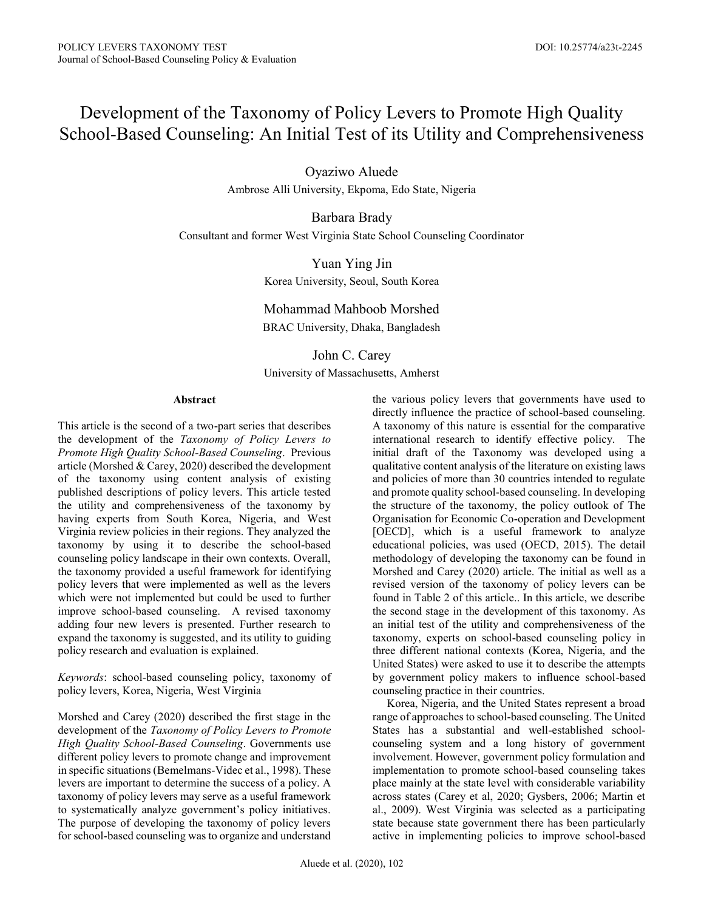# Development of the Taxonomy of Policy Levers to Promote High Quality School-Based Counseling: An Initial Test of its Utility and Comprehensiveness

Oyaziwo Aluede
Ambrose Alli University, Ekpoma, Edo State, Nigeria

Barbara Brady
Consultant and former West Virginia State School Counseling Coordinator

Yuan Ying Jin
Korea University, Seoul, South Korea

Mohammad Mahboob Morshed
BRAC University, Dhaka, Bangladesh

John C. Carey
University of Massachusetts, Amherst

## Abstract

This article is the second of a two-part series that describes the development of the *Taxonomy of Policy Levers to Promote High Quality School-Based Counseling*. Previous article (Morshed & Carey, 2020) described the development of the taxonomy using content analysis of existing published descriptions of policy levers. This article tested the utility and comprehensiveness of the taxonomy by having experts from South Korea, Nigeria, and West Virginia review policies in their regions. They analyzed the taxonomy by using it to describe the school-based counseling policy landscape in their own contexts. Overall, the taxonomy provided a useful framework for identifying policy levers that were implemented as well as the levers which were not implemented but could be used to further improve school-based counseling. A revised taxonomy adding four new levers is presented. Further research to expand the taxonomy is suggested, and its utility to guiding policy research and evaluation is explained.

*Keywords*: school-based counseling policy, taxonomy of policy levers, Korea, Nigeria, West Virginia

Morshed and Carey (2020) described the first stage in the development of the *Taxonomy of Policy Levers to Promote High Quality School-Based Counseling*. Governments use different policy levers to promote change and improvement in specific situations (Bemelmans-Videc et al., 1998). These levers are important to determine the success of a policy. A taxonomy of policy levers may serve as a useful framework to systematically analyze government's policy initiatives. The purpose of developing the taxonomy of policy levers for school-based counseling was to organize and understand the various policy levers that governments have used to directly influence the practice of school-based counseling. A taxonomy of this nature is essential for the comparative international research to identify effective policy. The initial draft of the Taxonomy was developed using a qualitative content analysis of the literature on existing laws and policies of more than 30 countries intended to regulate and promote quality school-based counseling. In developing the structure of the taxonomy, the policy outlook of The Organisation for Economic Co-operation and Development [OECD], which is a useful framework to analyze educational policies, was used (OECD, 2015). The detail methodology of developing the taxonomy can be found in Morshed and Carey (2020) article. The initial as well as a revised version of the taxonomy of policy levers can be found in Table 2 of this article.. In this article, we describe the second stage in the development of this taxonomy. As an initial test of the utility and comprehensiveness of the taxonomy, experts on school-based counseling policy in three different national contexts (Korea, Nigeria, and the United States) were asked to use it to describe the attempts by government policy makers to influence school-based counseling practice in their countries.

Korea, Nigeria, and the United States represent a broad range of approaches to school-based counseling. The United States has a substantial and well-established school-counseling system and a long history of government involvement. However, government policy formulation and implementation to promote school-based counseling takes place mainly at the state level with considerable variability across states (Carey et al, 2020; Gysbers, 2006; Martin et al., 2009). West Virginia was selected as a participating state because state government there has been particularly active in implementing policies to improve school-based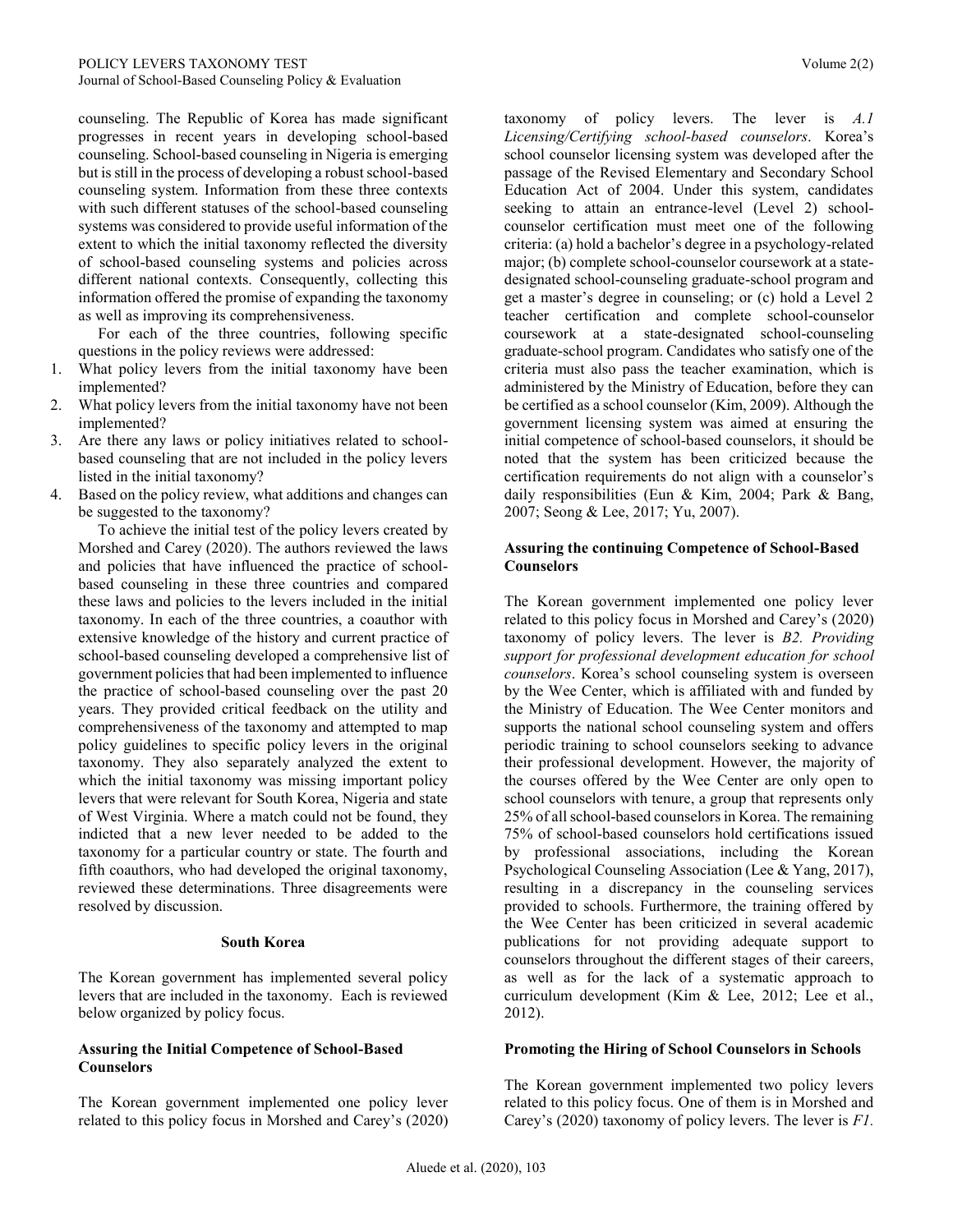counseling. The Republic of Korea has made significant progresses in recent years in developing school-based counseling. School-based counseling in Nigeria is emerging but is still in the process of developing a robust school-based counseling system. Information from these three contexts with such different statuses of the school-based counseling systems was considered to provide useful information of the extent to which the initial taxonomy reflected the diversity of school-based counseling systems and policies across different national contexts. Consequently, collecting this information offered the promise of expanding the taxonomy as well as improving its comprehensiveness.

For each of the three countries, following specific questions in the policy reviews were addressed:

1. What policy levers from the initial taxonomy have been implemented?
2. What policy levers from the initial taxonomy have not been implemented?
3. Are there any laws or policy initiatives related to school-based counseling that are not included in the policy levers listed in the initial taxonomy?
4. Based on the policy review, what additions and changes can be suggested to the taxonomy?

To achieve the initial test of the policy levers created by Morshed and Carey (2020). The authors reviewed the laws and policies that have influenced the practice of school-based counseling in these three countries and compared these laws and policies to the levers included in the initial taxonomy. In each of the three countries, a coauthor with extensive knowledge of the history and current practice of school-based counseling developed a comprehensive list of government policies that had been implemented to influence the practice of school-based counseling over the past 20 years. They provided critical feedback on the utility and comprehensiveness of the taxonomy and attempted to map policy guidelines to specific policy levers in the original taxonomy. They also separately analyzed the extent to which the initial taxonomy was missing important policy levers that were relevant for South Korea, Nigeria and state of West Virginia. Where a match could not be found, they indicted that a new lever needed to be added to the taxonomy for a particular country or state. The fourth and fifth coauthors, who had developed the original taxonomy, reviewed these determinations. Three disagreements were resolved by discussion.

## South Korea

The Korean government has implemented several policy levers that are included in the taxonomy. Each is reviewed below organized by policy focus.

### Assuring the Initial Competence of School-Based Counselors

The Korean government implemented one policy lever related to this policy focus in Morshed and Carey's (2020) taxonomy of policy levers. The lever is *A.1 Licensing/Certifying school-based counselors*. Korea's school counselor licensing system was developed after the passage of the Revised Elementary and Secondary School Education Act of 2004. Under this system, candidates seeking to attain an entrance-level (Level 2) school-counselor certification must meet one of the following criteria: (a) hold a bachelor's degree in a psychology-related major; (b) complete school-counselor coursework at a state-designated school-counseling graduate-school program and get a master's degree in counseling; or (c) hold a Level 2 teacher certification and complete school-counselor coursework at a state-designated school-counseling graduate-school program. Candidates who satisfy one of the criteria must also pass the teacher examination, which is administered by the Ministry of Education, before they can be certified as a school counselor (Kim, 2009). Although the government licensing system was aimed at ensuring the initial competence of school-based counselors, it should be noted that the system has been criticized because the certification requirements do not align with a counselor's daily responsibilities (Eun & Kim, 2004; Park & Bang, 2007; Seong & Lee, 2017; Yu, 2007).

### Assuring the continuing Competence of School-Based Counselors

The Korean government implemented one policy lever related to this policy focus in Morshed and Carey's (2020) taxonomy of policy levers. The lever is *B2. Providing support for professional development education for school counselors*. Korea's school counseling system is overseen by the Wee Center, which is affiliated with and funded by the Ministry of Education. The Wee Center monitors and supports the national school counseling system and offers periodic training to school counselors seeking to advance their professional development. However, the majority of the courses offered by the Wee Center are only open to school counselors with tenure, a group that represents only 25% of all school-based counselors in Korea. The remaining 75% of school-based counselors hold certifications issued by professional associations, including the Korean Psychological Counseling Association (Lee & Yang, 2017), resulting in a discrepancy in the counseling services provided to schools. Furthermore, the training offered by the Wee Center has been criticized in several academic publications for not providing adequate support to counselors throughout the different stages of their careers, as well as for the lack of a systematic approach to curriculum development (Kim & Lee, 2012; Lee et al., 2012).

### Promoting the Hiring of School Counselors in Schools

The Korean government implemented two policy levers related to this policy focus. One of them is in Morshed and Carey's (2020) taxonomy of policy levers. The lever is *F1.*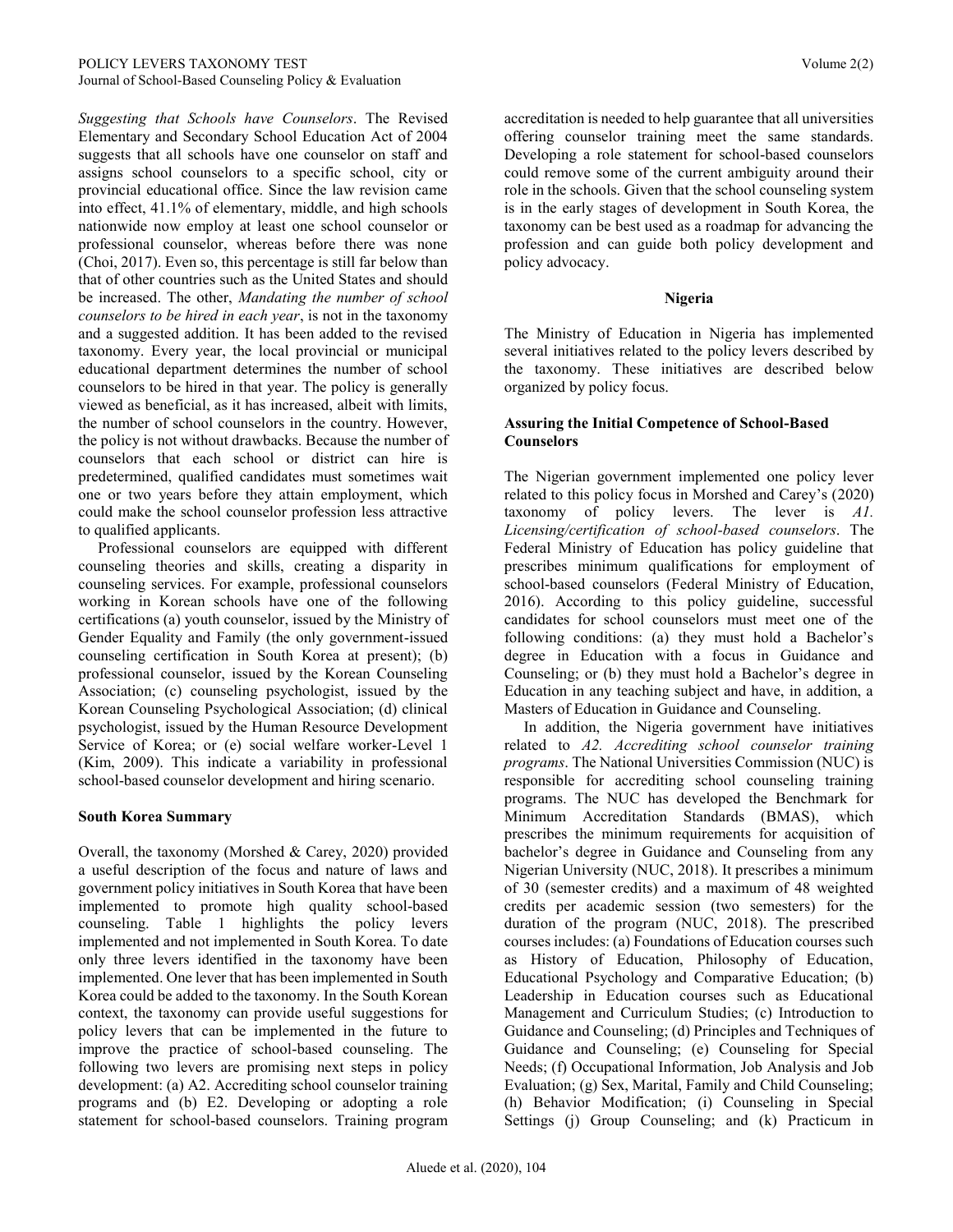*Suggesting that Schools have Counselors*. The Revised Elementary and Secondary School Education Act of 2004 suggests that all schools have one counselor on staff and assigns school counselors to a specific school, city or provincial educational office. Since the law revision came into effect, 41.1% of elementary, middle, and high schools nationwide now employ at least one school counselor or professional counselor, whereas before there was none (Choi, 2017). Even so, this percentage is still far below than that of other countries such as the United States and should be increased. The other, *Mandating the number of school counselors to be hired in each year*, is not in the taxonomy and a suggested addition. It has been added to the revised taxonomy. Every year, the local provincial or municipal educational department determines the number of school counselors to be hired in that year. The policy is generally viewed as beneficial, as it has increased, albeit with limits, the number of school counselors in the country. However, the policy is not without drawbacks. Because the number of counselors that each school or district can hire is predetermined, qualified candidates must sometimes wait one or two years before they attain employment, which could make the school counselor profession less attractive to qualified applicants.

Professional counselors are equipped with different counseling theories and skills, creating a disparity in counseling services. For example, professional counselors working in Korean schools have one of the following certifications (a) youth counselor, issued by the Ministry of Gender Equality and Family (the only government-issued counseling certification in South Korea at present); (b) professional counselor, issued by the Korean Counseling Association; (c) counseling psychologist, issued by the Korean Counseling Psychological Association; (d) clinical psychologist, issued by the Human Resource Development Service of Korea; or (e) social welfare worker-Level 1 (Kim, 2009). This indicate a variability in professional school-based counselor development and hiring scenario.

### South Korea Summary

Overall, the taxonomy (Morshed & Carey, 2020) provided a useful description of the focus and nature of laws and government policy initiatives in South Korea that have been implemented to promote high quality school-based counseling. Table 1 highlights the policy levers implemented and not implemented in South Korea. To date only three levers identified in the taxonomy have been implemented. One lever that has been implemented in South Korea could be added to the taxonomy. In the South Korean context, the taxonomy can provide useful suggestions for policy levers that can be implemented in the future to improve the practice of school-based counseling. The following two levers are promising next steps in policy development: (a) A2. Accrediting school counselor training programs and (b) E2. Developing or adopting a role statement for school-based counselors. Training program accreditation is needed to help guarantee that all universities offering counselor training meet the same standards. Developing a role statement for school-based counselors could remove some of the current ambiguity around their role in the schools. Given that the school counseling system is in the early stages of development in South Korea, the taxonomy can be best used as a roadmap for advancing the profession and can guide both policy development and policy advocacy.

## Nigeria

The Ministry of Education in Nigeria has implemented several initiatives related to the policy levers described by the taxonomy. These initiatives are described below organized by policy focus.

### Assuring the Initial Competence of School-Based Counselors

The Nigerian government implemented one policy lever related to this policy focus in Morshed and Carey's (2020) taxonomy of policy levers. The lever is *A1. Licensing/certification of school-based counselors*. The Federal Ministry of Education has policy guideline that prescribes minimum qualifications for employment of school-based counselors (Federal Ministry of Education, 2016). According to this policy guideline, successful candidates for school counselors must meet one of the following conditions: (a) they must hold a Bachelor's degree in Education with a focus in Guidance and Counseling; or (b) they must hold a Bachelor's degree in Education in any teaching subject and have, in addition, a Masters of Education in Guidance and Counseling.

In addition, the Nigeria government have initiatives related to *A2. Accrediting school counselor training programs*. The National Universities Commission (NUC) is responsible for accrediting school counseling training programs. The NUC has developed the Benchmark for Minimum Accreditation Standards (BMAS), which prescribes the minimum requirements for acquisition of bachelor's degree in Guidance and Counseling from any Nigerian University (NUC, 2018). It prescribes a minimum of 30 (semester credits) and a maximum of 48 weighted credits per academic session (two semesters) for the duration of the program (NUC, 2018). The prescribed courses includes: (a) Foundations of Education courses such as History of Education, Philosophy of Education, Educational Psychology and Comparative Education; (b) Leadership in Education courses such as Educational Management and Curriculum Studies; (c) Introduction to Guidance and Counseling; (d) Principles and Techniques of Guidance and Counseling; (e) Counseling for Special Needs; (f) Occupational Information, Job Analysis and Job Evaluation; (g) Sex, Marital, Family and Child Counseling; (h) Behavior Modification; (i) Counseling in Special Settings (j) Group Counseling; and (k) Practicum in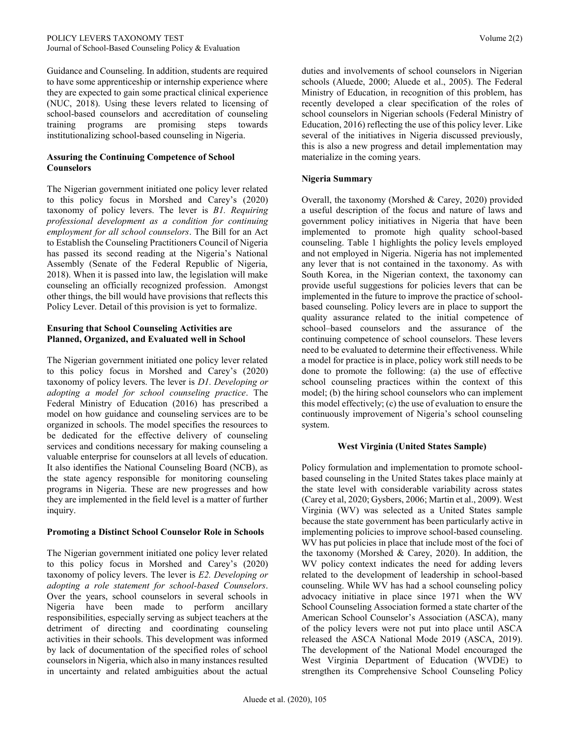Guidance and Counseling. In addition, students are required to have some apprenticeship or internship experience where they are expected to gain some practical clinical experience (NUC, 2018). Using these levers related to licensing of school-based counselors and accreditation of counseling training programs are promising steps towards institutionalizing school-based counseling in Nigeria.

### Assuring the Continuing Competence of School Counselors

The Nigerian government initiated one policy lever related to this policy focus in Morshed and Carey's (2020) taxonomy of policy levers. The lever is *B1. Requiring professional development as a condition for continuing employment for all school counselors*. The Bill for an Act to Establish the Counseling Practitioners Council of Nigeria has passed its second reading at the Nigeria's National Assembly (Senate of the Federal Republic of Nigeria, 2018). When it is passed into law, the legislation will make counseling an officially recognized profession. Amongst other things, the bill would have provisions that reflects this Policy Lever. Detail of this provision is yet to formalize.

### Ensuring that School Counseling Activities are Planned, Organized, and Evaluated well in School

The Nigerian government initiated one policy lever related to this policy focus in Morshed and Carey's (2020) taxonomy of policy levers. The lever is *D1. Developing or adopting a model for school counseling practice*. The Federal Ministry of Education (2016) has prescribed a model on how guidance and counseling services are to be organized in schools. The model specifies the resources to be dedicated for the effective delivery of counseling services and conditions necessary for making counseling a valuable enterprise for counselors at all levels of education. It also identifies the National Counseling Board (NCB), as the state agency responsible for monitoring counseling programs in Nigeria. These are new progresses and how they are implemented in the field level is a matter of further inquiry.

### Promoting a Distinct School Counselor Role in Schools

The Nigerian government initiated one policy lever related to this policy focus in Morshed and Carey's (2020) taxonomy of policy levers. The lever is *E2. Developing or adopting a role statement for school-based Counselors*. Over the years, school counselors in several schools in Nigeria have been made to perform ancillary responsibilities, especially serving as subject teachers at the detriment of directing and coordinating counseling activities in their schools. This development was informed by lack of documentation of the specified roles of school counselors in Nigeria, which also in many instances resulted in uncertainty and related ambiguities about the actual duties and involvements of school counselors in Nigerian schools (Aluede, 2000; Aluede et al., 2005). The Federal Ministry of Education, in recognition of this problem, has recently developed a clear specification of the roles of school counselors in Nigerian schools (Federal Ministry of Education, 2016) reflecting the use of this policy lever. Like several of the initiatives in Nigeria discussed previously, this is also a new progress and detail implementation may materialize in the coming years.

### Nigeria Summary

Overall, the taxonomy (Morshed & Carey, 2020) provided a useful description of the focus and nature of laws and government policy initiatives in Nigeria that have been implemented to promote high quality school-based counseling. Table 1 highlights the policy levels employed and not employed in Nigeria. Nigeria has not implemented any lever that is not contained in the taxonomy. As with South Korea, in the Nigerian context, the taxonomy can provide useful suggestions for policies levers that can be implemented in the future to improve the practice of school-based counseling. Policy levers are in place to support the quality assurance related to the initial competence of school–based counselors and the assurance of the continuing competence of school counselors. These levers need to be evaluated to determine their effectiveness. While a model for practice is in place, policy work still needs to be done to promote the following: (a) the use of effective school counseling practices within the context of this model; (b) the hiring school counselors who can implement this model effectively; (c) the use of evaluation to ensure the continuously improvement of Nigeria's school counseling system.

## West Virginia (United States Sample)

Policy formulation and implementation to promote school-based counseling in the United States takes place mainly at the state level with considerable variability across states (Carey et al, 2020; Gysbers, 2006; Martin et al., 2009). West Virginia (WV) was selected as a United States sample because the state government has been particularly active in implementing policies to improve school-based counseling. WV has put policies in place that include most of the foci of the taxonomy (Morshed & Carey, 2020). In addition, the WV policy context indicates the need for adding levers related to the development of leadership in school-based counseling. While WV has had a school counseling policy advocacy initiative in place since 1971 when the WV School Counseling Association formed a state charter of the American School Counselor's Association (ASCA), many of the policy levers were not put into place until ASCA released the ASCA National Mode 2019 (ASCA, 2019). The development of the National Model encouraged the West Virginia Department of Education (WVDE) to strengthen its Comprehensive School Counseling Policy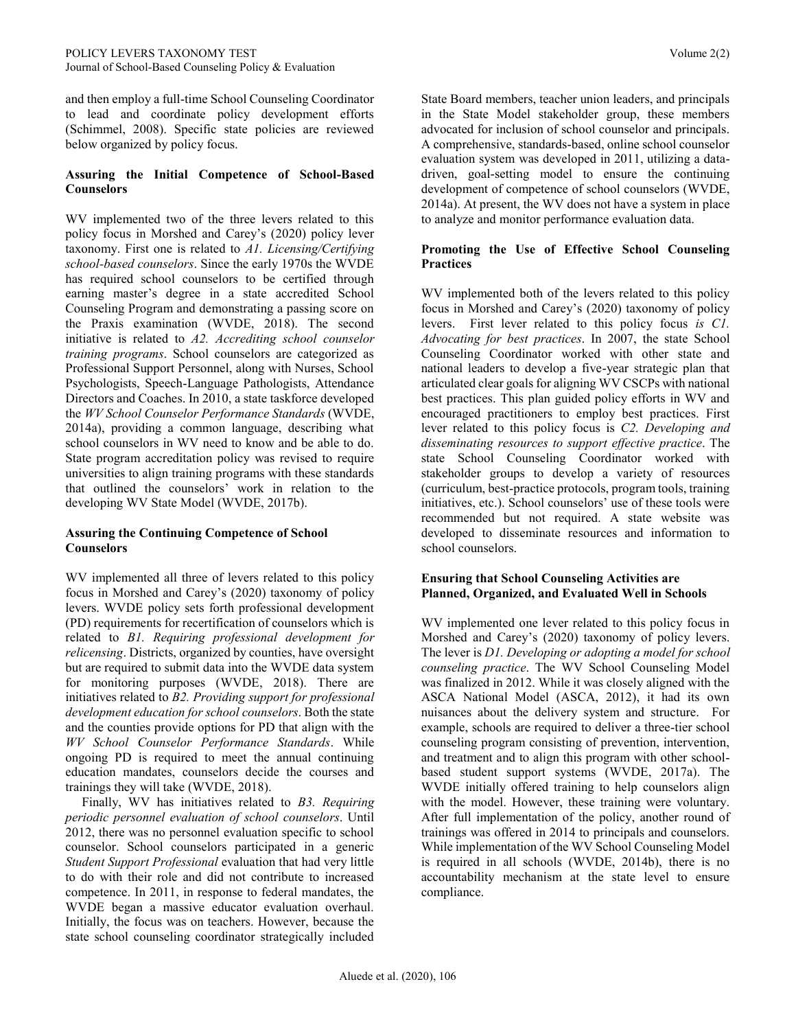and then employ a full-time School Counseling Coordinator to lead and coordinate policy development efforts (Schimmel, 2008). Specific state policies are reviewed below organized by policy focus.

### Assuring the Initial Competence of School-Based Counselors

WV implemented two of the three levers related to this policy focus in Morshed and Carey's (2020) policy lever taxonomy. First one is related to *A1. Licensing/Certifying school-based counselors*. Since the early 1970s the WVDE has required school counselors to be certified through earning master's degree in a state accredited School Counseling Program and demonstrating a passing score on the Praxis examination (WVDE, 2018). The second initiative is related to *A2. Accrediting school counselor training programs*. School counselors are categorized as Professional Support Personnel, along with Nurses, School Psychologists, Speech-Language Pathologists, Attendance Directors and Coaches. In 2010, a state taskforce developed the *WV School Counselor Performance Standards* (WVDE, 2014a), providing a common language, describing what school counselors in WV need to know and be able to do. State program accreditation policy was revised to require universities to align training programs with these standards that outlined the counselors' work in relation to the developing WV State Model (WVDE, 2017b).

### Assuring the Continuing Competence of School Counselors

WV implemented all three of levers related to this policy focus in Morshed and Carey's (2020) taxonomy of policy levers. WVDE policy sets forth professional development (PD) requirements for recertification of counselors which is related to *B1. Requiring professional development for relicensing*. Districts, organized by counties, have oversight but are required to submit data into the WVDE data system for monitoring purposes (WVDE, 2018). There are initiatives related to *B2. Providing support for professional development education for school counselors*. Both the state and the counties provide options for PD that align with the *WV School Counselor Performance Standards*. While ongoing PD is required to meet the annual continuing education mandates, counselors decide the courses and trainings they will take (WVDE, 2018).

Finally, WV has initiatives related to *B3. Requiring periodic personnel evaluation of school counselors*. Until 2012, there was no personnel evaluation specific to school counselor. School counselors participated in a generic *Student Support Professional* evaluation that had very little to do with their role and did not contribute to increased competence. In 2011, in response to federal mandates, the WVDE began a massive educator evaluation overhaul. Initially, the focus was on teachers. However, because the state school counseling coordinator strategically included State Board members, teacher union leaders, and principals in the State Model stakeholder group, these members advocated for inclusion of school counselor and principals. A comprehensive, standards-based, online school counselor evaluation system was developed in 2011, utilizing a data-driven, goal-setting model to ensure the continuing development of competence of school counselors (WVDE, 2014a). At present, the WV does not have a system in place to analyze and monitor performance evaluation data.

### Promoting the Use of Effective School Counseling Practices

WV implemented both of the levers related to this policy focus in Morshed and Carey's (2020) taxonomy of policy levers. First lever related to this policy focus *is C1. Advocating for best practices*. In 2007, the state School Counseling Coordinator worked with other state and national leaders to develop a five-year strategic plan that articulated clear goals for aligning WV CSCPs with national best practices. This plan guided policy efforts in WV and encouraged practitioners to employ best practices. First lever related to this policy focus is *C2. Developing and disseminating resources to support effective practice*. The state School Counseling Coordinator worked with stakeholder groups to develop a variety of resources (curriculum, best-practice protocols, program tools, training initiatives, etc.). School counselors' use of these tools were recommended but not required. A state website was developed to disseminate resources and information to school counselors.

### Ensuring that School Counseling Activities are Planned, Organized, and Evaluated Well in Schools

WV implemented one lever related to this policy focus in Morshed and Carey's (2020) taxonomy of policy levers. The lever is *D1. Developing or adopting a model for school counseling practice*. The WV School Counseling Model was finalized in 2012. While it was closely aligned with the ASCA National Model (ASCA, 2012), it had its own nuisances about the delivery system and structure. For example, schools are required to deliver a three-tier school counseling program consisting of prevention, intervention, and treatment and to align this program with other school-based student support systems (WVDE, 2017a). The WVDE initially offered training to help counselors align with the model. However, these training were voluntary. After full implementation of the policy, another round of trainings was offered in 2014 to principals and counselors. While implementation of the WV School Counseling Model is required in all schools (WVDE, 2014b), there is no accountability mechanism at the state level to ensure compliance.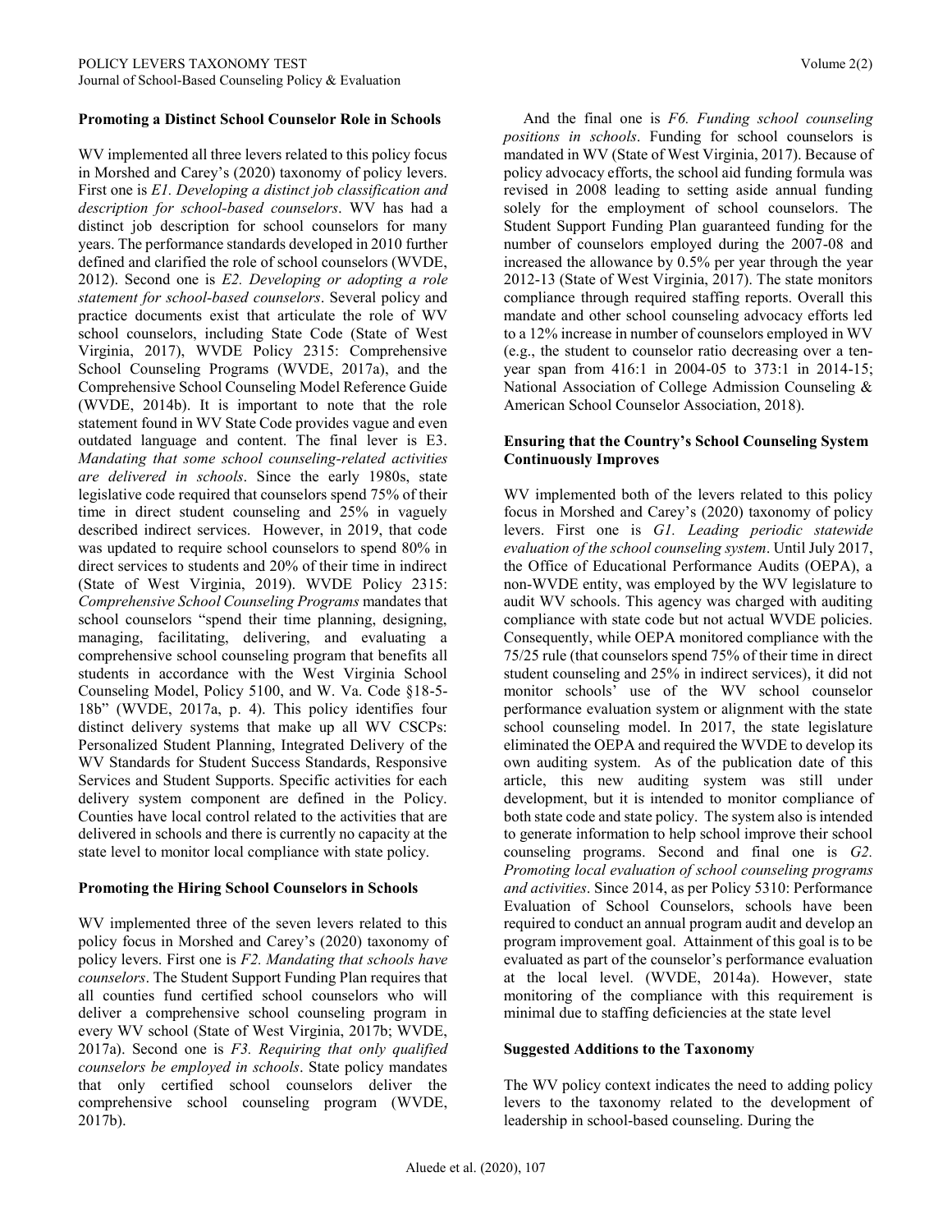### Promoting a Distinct School Counselor Role in Schools

WV implemented all three levers related to this policy focus in Morshed and Carey's (2020) taxonomy of policy levers. First one is *E1. Developing a distinct job classification and description for school-based counselors*. WV has had a distinct job description for school counselors for many years. The performance standards developed in 2010 further defined and clarified the role of school counselors (WVDE, 2012). Second one is *E2. Developing or adopting a role statement for school-based counselors*. Several policy and practice documents exist that articulate the role of WV school counselors, including State Code (State of West Virginia, 2017), WVDE Policy 2315: Comprehensive School Counseling Programs (WVDE, 2017a), and the Comprehensive School Counseling Model Reference Guide (WVDE, 2014b). It is important to note that the role statement found in WV State Code provides vague and even outdated language and content. The final lever is E3. *Mandating that some school counseling-related activities are delivered in schools*. Since the early 1980s, state legislative code required that counselors spend 75% of their time in direct student counseling and 25% in vaguely described indirect services. However, in 2019, that code was updated to require school counselors to spend 80% in direct services to students and 20% of their time in indirect (State of West Virginia, 2019). WVDE Policy 2315: *Comprehensive School Counseling Programs* mandates that school counselors "spend their time planning, designing, managing, facilitating, delivering, and evaluating a comprehensive school counseling program that benefits all students in accordance with the West Virginia School Counseling Model, Policy 5100, and W. Va. Code §18-5-18b" (WVDE, 2017a, p. 4). This policy identifies four distinct delivery systems that make up all WV CSCPs: Personalized Student Planning, Integrated Delivery of the WV Standards for Student Success Standards, Responsive Services and Student Supports. Specific activities for each delivery system component are defined in the Policy. Counties have local control related to the activities that are delivered in schools and there is currently no capacity at the state level to monitor local compliance with state policy.

### Promoting the Hiring School Counselors in Schools

WV implemented three of the seven levers related to this policy focus in Morshed and Carey's (2020) taxonomy of policy levers. First one is *F2. Mandating that schools have counselors*. The Student Support Funding Plan requires that all counties fund certified school counselors who will deliver a comprehensive school counseling program in every WV school (State of West Virginia, 2017b; WVDE, 2017a). Second one is *F3. Requiring that only qualified counselors be employed in schools*. State policy mandates that only certified school counselors deliver the comprehensive school counseling program (WVDE, 2017b).

And the final one is *F6. Funding school counseling positions in schools*. Funding for school counselors is mandated in WV (State of West Virginia, 2017). Because of policy advocacy efforts, the school aid funding formula was revised in 2008 leading to setting aside annual funding solely for the employment of school counselors. The Student Support Funding Plan guaranteed funding for the number of counselors employed during the 2007-08 and increased the allowance by 0.5% per year through the year 2012-13 (State of West Virginia, 2017). The state monitors compliance through required staffing reports. Overall this mandate and other school counseling advocacy efforts led to a 12% increase in number of counselors employed in WV (e.g., the student to counselor ratio decreasing over a ten-year span from 416:1 in 2004-05 to 373:1 in 2014-15; National Association of College Admission Counseling & American School Counselor Association, 2018).

### Ensuring that the Country's School Counseling System Continuously Improves

WV implemented both of the levers related to this policy focus in Morshed and Carey's (2020) taxonomy of policy levers. First one is *G1. Leading periodic statewide evaluation of the school counseling system*. Until July 2017, the Office of Educational Performance Audits (OEPA), a non-WVDE entity, was employed by the WV legislature to audit WV schools. This agency was charged with auditing compliance with state code but not actual WVDE policies. Consequently, while OEPA monitored compliance with the 75/25 rule (that counselors spend 75% of their time in direct student counseling and 25% in indirect services), it did not monitor schools' use of the WV school counselor performance evaluation system or alignment with the state school counseling model. In 2017, the state legislature eliminated the OEPA and required the WVDE to develop its own auditing system. As of the publication date of this article, this new auditing system was still under development, but it is intended to monitor compliance of both state code and state policy. The system also is intended to generate information to help school improve their school counseling programs. Second and final one is *G2. Promoting local evaluation of school counseling programs and activities*. Since 2014, as per Policy 5310: Performance Evaluation of School Counselors, schools have been required to conduct an annual program audit and develop an program improvement goal. Attainment of this goal is to be evaluated as part of the counselor's performance evaluation at the local level. (WVDE, 2014a). However, state monitoring of the compliance with this requirement is minimal due to staffing deficiencies at the state level

### Suggested Additions to the Taxonomy

The WV policy context indicates the need to adding policy levers to the taxonomy related to the development of leadership in school-based counseling. During the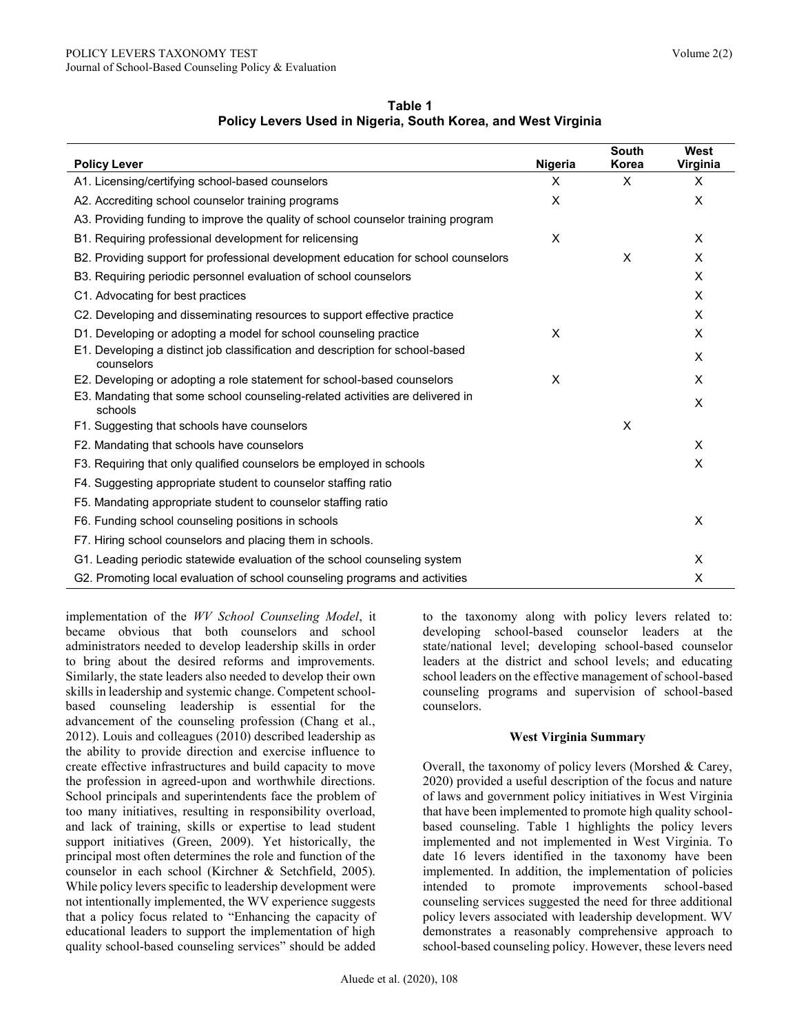**Table 1**
**Policy Levers Used in Nigeria, South Korea, and West Virginia**

| Policy Lever | Nigeria | South Korea | West Virginia |
|---|---|---|---|
| A1. Licensing/certifying school-based counselors | X | X | X |
| A2. Accrediting school counselor training programs | X | | X |
| A3. Providing funding to improve the quality of school counselor training program | | | |
| B1. Requiring professional development for relicensing | X | | X |
| B2. Providing support for professional development education for school counselors | | X | X |
| B3. Requiring periodic personnel evaluation of school counselors | | | X |
| C1. Advocating for best practices | | | X |
| C2. Developing and disseminating resources to support effective practice | | | X |
| D1. Developing or adopting a model for school counseling practice | X | | X |
| E1. Developing a distinct job classification and description for school-based counselors | | | X |
| E2. Developing or adopting a role statement for school-based counselors | X | | X |
| E3. Mandating that some school counseling-related activities are delivered in schools | | | X |
| F1. Suggesting that schools have counselors | | X | |
| F2. Mandating that schools have counselors | | | X |
| F3. Requiring that only qualified counselors be employed in schools | | | X |
| F4. Suggesting appropriate student to counselor staffing ratio | | | |
| F5. Mandating appropriate student to counselor staffing ratio | | | |
| F6. Funding school counseling positions in schools | | | X |
| F7. Hiring school counselors and placing them in schools. | | | |
| G1. Leading periodic statewide evaluation of the school counseling system | | | X |
| G2. Promoting local evaluation of school counseling programs and activities | | | X |

implementation of the *WV School Counseling Model*, it became obvious that both counselors and school administrators needed to develop leadership skills in order to bring about the desired reforms and improvements. Similarly, the state leaders also needed to develop their own skills in leadership and systemic change. Competent school-based counseling leadership is essential for the advancement of the counseling profession (Chang et al., 2012). Louis and colleagues (2010) described leadership as the ability to provide direction and exercise influence to create effective infrastructures and build capacity to move the profession in agreed-upon and worthwhile directions. School principals and superintendents face the problem of too many initiatives, resulting in responsibility overload, and lack of training, skills or expertise to lead student support initiatives (Green, 2009). Yet historically, the principal most often determines the role and function of the counselor in each school (Kirchner & Setchfield, 2005). While policy levers specific to leadership development were not intentionally implemented, the WV experience suggests that a policy focus related to "Enhancing the capacity of educational leaders to support the implementation of high quality school-based counseling services" should be added to the taxonomy along with policy levers related to: developing school-based counselor leaders at the state/national level; developing school-based counselor leaders at the district and school levels; and educating school leaders on the effective management of school-based counseling programs and supervision of school-based counselors.

### West Virginia Summary

Overall, the taxonomy of policy levers (Morshed & Carey, 2020) provided a useful description of the focus and nature of laws and government policy initiatives in West Virginia that have been implemented to promote high quality school-based counseling. Table 1 highlights the policy levers implemented and not implemented in West Virginia. To date 16 levers identified in the taxonomy have been implemented. In addition, the implementation of policies intended to promote improvements school-based counseling services suggested the need for three additional policy levers associated with leadership development. WV demonstrates a reasonably comprehensive approach to school-based counseling policy. However, these levers need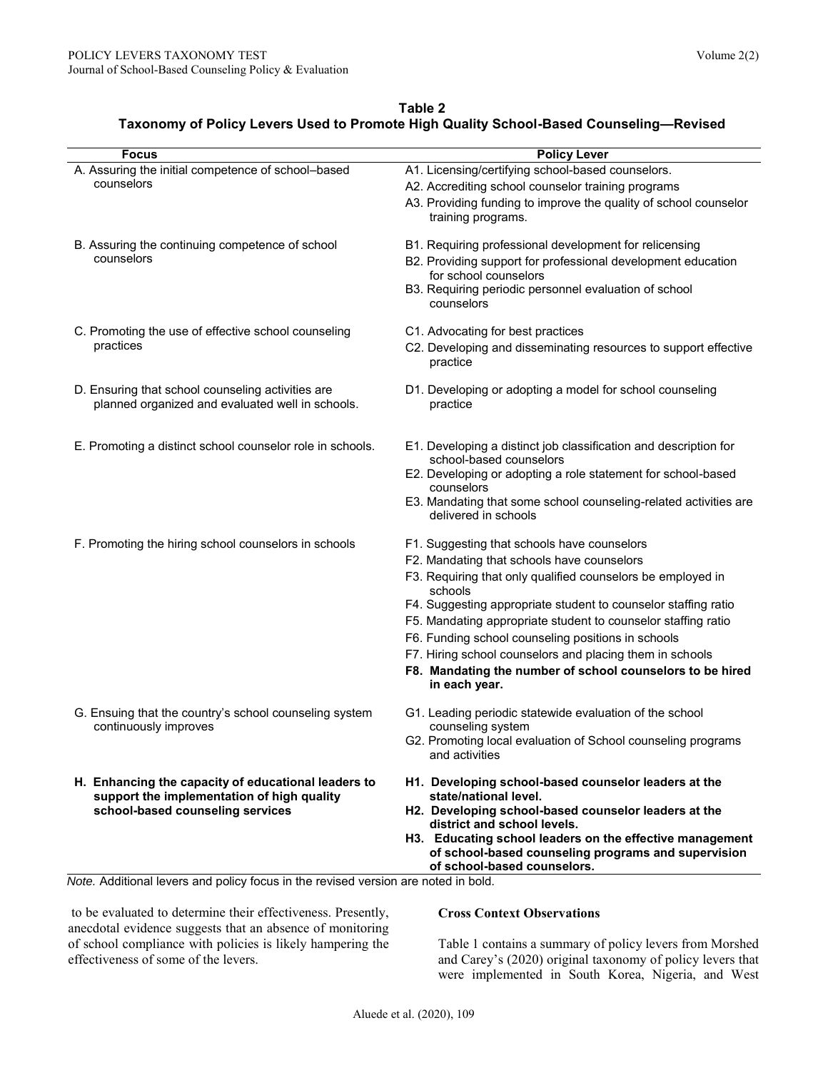**Table 2**
**Taxonomy of Policy Levers Used to Promote High Quality School-Based Counseling—Revised**

| Focus | Policy Lever |
|---|---|
| A. Assuring the initial competence of school–based counselors | A1. Licensing/certifying school-based counselors.<br>A2. Accrediting school counselor training programs<br>A3. Providing funding to improve the quality of school counselor training programs. |
| B. Assuring the continuing competence of school counselors | B1. Requiring professional development for relicensing<br>B2. Providing support for professional development education for school counselors<br>B3. Requiring periodic personnel evaluation of school counselors |
| C. Promoting the use of effective school counseling practices | C1. Advocating for best practices<br>C2. Developing and disseminating resources to support effective practice |
| D. Ensuring that school counseling activities are planned organized and evaluated well in schools. | D1. Developing or adopting a model for school counseling practice |
| E. Promoting a distinct school counselor role in schools. | E1. Developing a distinct job classification and description for school-based counselors<br>E2. Developing or adopting a role statement for school-based counselors<br>E3. Mandating that some school counseling-related activities are delivered in schools |
| F. Promoting the hiring school counselors in schools | F1. Suggesting that schools have counselors<br>F2. Mandating that schools have counselors<br>F3. Requiring that only qualified counselors be employed in schools<br>F4. Suggesting appropriate student to counselor staffing ratio<br>F5. Mandating appropriate student to counselor staffing ratio<br>F6. Funding school counseling positions in schools<br>F7. Hiring school counselors and placing them in schools<br>**F8. Mandating the number of school counselors to be hired in each year.** |
| G. Ensuing that the country's school counseling system continuously improves | G1. Leading periodic statewide evaluation of the school counseling system<br>G2. Promoting local evaluation of School counseling programs and activities |
| **H. Enhancing the capacity of educational leaders to support the implementation of high quality school-based counseling services** | **H1. Developing school-based counselor leaders at the state/national level.**<br>**H2. Developing school-based counselor leaders at the district and school levels.**<br>**H3. Educating school leaders on the effective management of school-based counseling programs and supervision of school-based counselors.** |

*Note.* Additional levers and policy focus in the revised version are noted in bold.

to be evaluated to determine their effectiveness. Presently, anecdotal evidence suggests that an absence of monitoring of school compliance with policies is likely hampering the effectiveness of some of the levers.

**Cross Context Observations**

Table 1 contains a summary of policy levers from Morshed and Carey's (2020) original taxonomy of policy levers that were implemented in South Korea, Nigeria, and West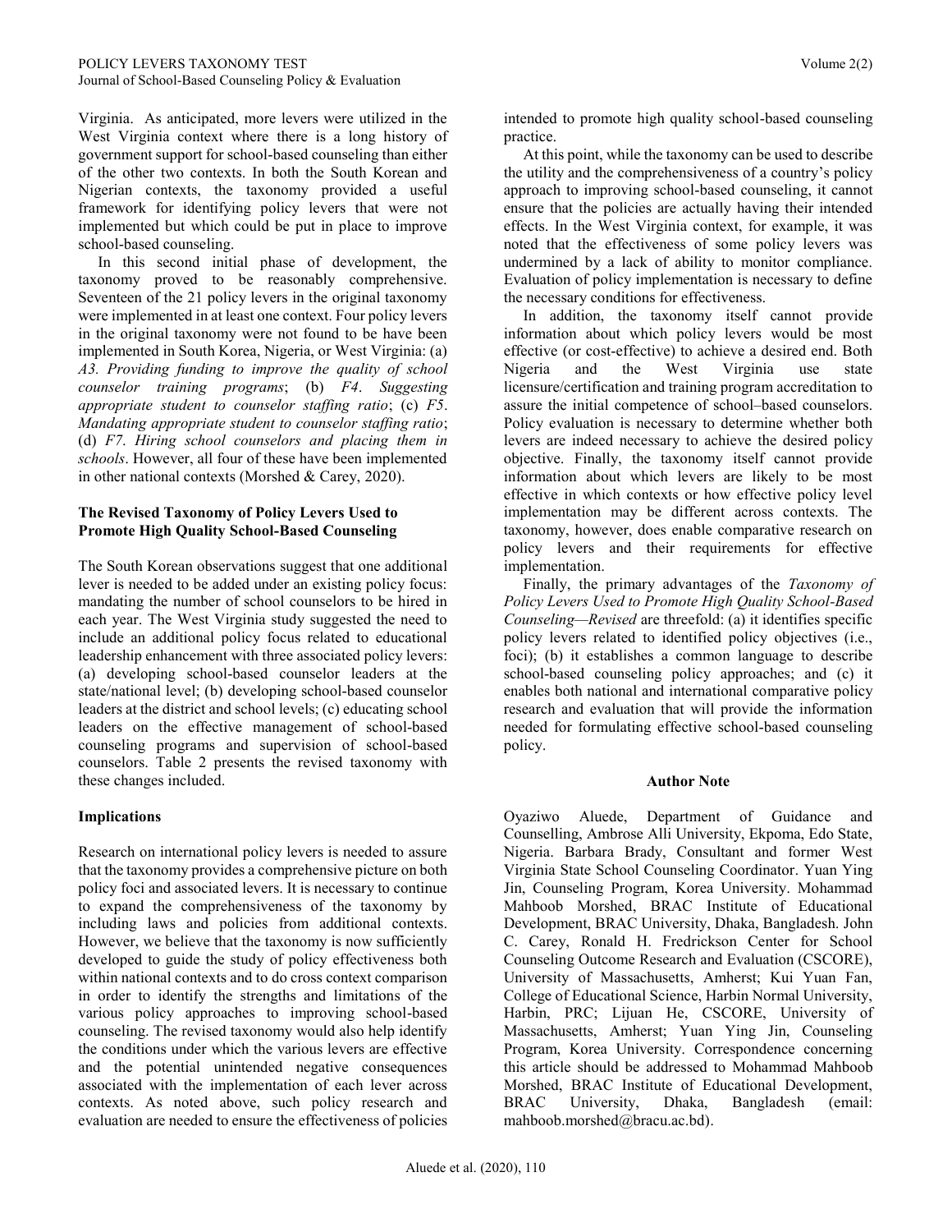Virginia. As anticipated, more levers were utilized in the West Virginia context where there is a long history of government support for school-based counseling than either of the other two contexts. In both the South Korean and Nigerian contexts, the taxonomy provided a useful framework for identifying policy levers that were not implemented but which could be put in place to improve school-based counseling.

In this second initial phase of development, the taxonomy proved to be reasonably comprehensive. Seventeen of the 21 policy levers in the original taxonomy were implemented in at least one context. Four policy levers in the original taxonomy were not found to be have been implemented in South Korea, Nigeria, or West Virginia: (a) *A3. Providing funding to improve the quality of school counselor training programs*; (b) *F4. Suggesting appropriate student to counselor staffing ratio*; (c) *F5. Mandating appropriate student to counselor staffing ratio*; (d) *F7. Hiring school counselors and placing them in schools*. However, all four of these have been implemented in other national contexts (Morshed & Carey, 2020).

## The Revised Taxonomy of Policy Levers Used to Promote High Quality School-Based Counseling

The South Korean observations suggest that one additional lever is needed to be added under an existing policy focus: mandating the number of school counselors to be hired in each year. The West Virginia study suggested the need to include an additional policy focus related to educational leadership enhancement with three associated policy levers: (a) developing school-based counselor leaders at the state/national level; (b) developing school-based counselor leaders at the district and school levels; (c) educating school leaders on the effective management of school-based counseling programs and supervision of school-based counselors. Table 2 presents the revised taxonomy with these changes included.

## Implications

Research on international policy levers is needed to assure that the taxonomy provides a comprehensive picture on both policy foci and associated levers. It is necessary to continue to expand the comprehensiveness of the taxonomy by including laws and policies from additional contexts. However, we believe that the taxonomy is now sufficiently developed to guide the study of policy effectiveness both within national contexts and to do cross context comparison in order to identify the strengths and limitations of the various policy approaches to improving school-based counseling. The revised taxonomy would also help identify the conditions under which the various levers are effective and the potential unintended negative consequences associated with the implementation of each lever across contexts. As noted above, such policy research and evaluation are needed to ensure the effectiveness of policies intended to promote high quality school-based counseling practice.

At this point, while the taxonomy can be used to describe the utility and the comprehensiveness of a country's policy approach to improving school-based counseling, it cannot ensure that the policies are actually having their intended effects. In the West Virginia context, for example, it was noted that the effectiveness of some policy levers was undermined by a lack of ability to monitor compliance. Evaluation of policy implementation is necessary to define the necessary conditions for effectiveness.

In addition, the taxonomy itself cannot provide information about which policy levers would be most effective (or cost-effective) to achieve a desired end. Both Nigeria and the West Virginia use state licensure/certification and training program accreditation to assure the initial competence of school–based counselors. Policy evaluation is necessary to determine whether both levers are indeed necessary to achieve the desired policy objective. Finally, the taxonomy itself cannot provide information about which levers are likely to be most effective in which contexts or how effective policy level implementation may be different across contexts. The taxonomy, however, does enable comparative research on policy levers and their requirements for effective implementation.

Finally, the primary advantages of the *Taxonomy of Policy Levers Used to Promote High Quality School-Based Counseling—Revised* are threefold: (a) it identifies specific policy levers related to identified policy objectives (i.e., foci); (b) it establishes a common language to describe school-based counseling policy approaches; and (c) it enables both national and international comparative policy research and evaluation that will provide the information needed for formulating effective school-based counseling policy.

## Author Note

Oyaziwo Aluede, Department of Guidance and Counselling, Ambrose Alli University, Ekpoma, Edo State, Nigeria. Barbara Brady, Consultant and former West Virginia State School Counseling Coordinator. Yuan Ying Jin, Counseling Program, Korea University. Mohammad Mahboob Morshed, BRAC Institute of Educational Development, BRAC University, Dhaka, Bangladesh. John C. Carey, Ronald H. Fredrickson Center for School Counseling Outcome Research and Evaluation (CSCORE), University of Massachusetts, Amherst; Kui Yuan Fan, College of Educational Science, Harbin Normal University, Harbin, PRC; Lijuan He, CSCORE, University of Massachusetts, Amherst; Yuan Ying Jin, Counseling Program, Korea University. Correspondence concerning this article should be addressed to Mohammad Mahboob Morshed, BRAC Institute of Educational Development, BRAC University, Dhaka, Bangladesh (email: mahboob.morshed@bracu.ac.bd).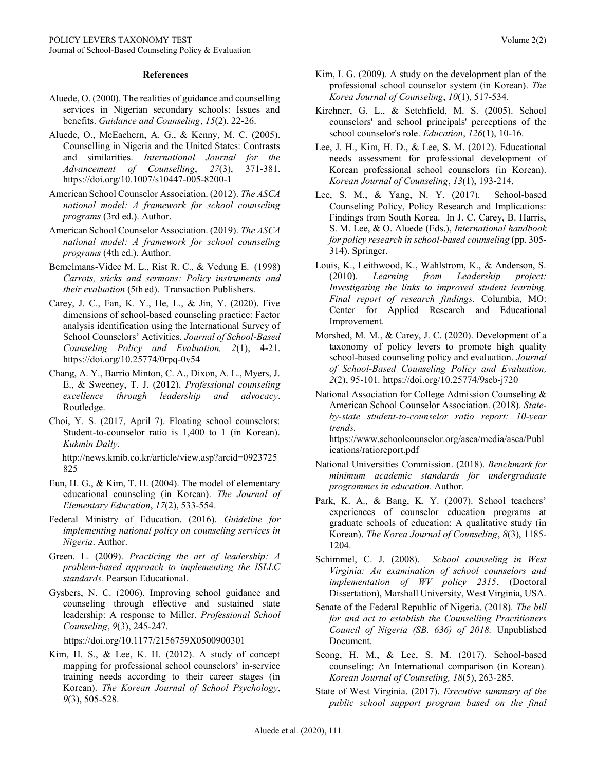## References

Aluede, O. (2000). The realities of guidance and counselling services in Nigerian secondary schools: Issues and benefits. *Guidance and Counseling*, *15*(2), 22-26.

Aluede, O., McEachern, A. G., & Kenny, M. C. (2005). Counselling in Nigeria and the United States: Contrasts and similarities. *International Journal for the Advancement of Counselling*, *27*(3), 371-381. https://doi.org/10.1007/s10447-005-8200-1

American School Counselor Association. (2012). *The ASCA national model: A framework for school counseling programs* (3rd ed.). Author.

American School Counselor Association. (2019). *The ASCA national model: A framework for school counseling programs* (4th ed.). Author.

Bemelmans-Videc M. L., Rist R. C., & Vedung E. (1998) *Carrots, sticks and sermons: Policy instruments and their evaluation* (5th ed). Transaction Publishers.

Carey, J. C., Fan, K. Y., He, L., & Jin, Y. (2020). Five dimensions of school-based counseling practice: Factor analysis identification using the International Survey of School Counselors' Activities. *Journal of School-Based Counseling Policy and Evaluation, 2*(1), 4-21. https://doi.org/10.25774/0rpq-0v54

Chang, A. Y., Barrio Minton, C. A., Dixon, A. L., Myers, J. E., & Sweeney, T. J. (2012). *Professional counseling excellence through leadership and advocacy*. Routledge.

Choi, Y. S. (2017, April 7). Floating school counselors: Student-to-counselor ratio is 1,400 to 1 (in Korean). *Kukmin Daily*. http://news.kmib.co.kr/article/view.asp?arcid=0923725825

Eun, H. G., & Kim, T. H. (2004). The model of elementary educational counseling (in Korean). *The Journal of Elementary Education*, *17*(2), 533-554.

Federal Ministry of Education. (2016). *Guideline for implementing national policy on counseling services in Nigeria*. Author.

Green. L. (2009). *Practicing the art of leadership: A problem-based approach to implementing the ISLLC standards.* Pearson Educational.

Gysbers, N. C. (2006). Improving school guidance and counseling through effective and sustained state leadership: A response to Miller. *Professional School Counseling*, *9*(3), 245-247. https://doi.org/10.1177/2156759X0500900301

Kim, H. S., & Lee, K. H. (2012). A study of concept mapping for professional school counselors' in-service training needs according to their career stages (in Korean). *The Korean Journal of School Psychology*, *9*(3), 505-528.

Kim, I. G. (2009). A study on the development plan of the professional school counselor system (in Korean). *The Korea Journal of Counseling*, *10*(1), 517-534.

Kirchner, G. L., & Setchfield, M. S. (2005). School counselors' and school principals' perceptions of the school counselor's role. *Education*, *126*(1), 10-16.

Lee, J. H., Kim, H. D., & Lee, S. M. (2012). Educational needs assessment for professional development of Korean professional school counselors (in Korean). *Korean Journal of Counseling*, *13*(1), 193-214.

Lee, S. M., & Yang, N. Y. (2017). School-based Counseling Policy, Policy Research and Implications: Findings from South Korea. In J. C. Carey, B. Harris, S. M. Lee, & O. Aluede (Eds.), *International handbook for policy research in school-based counseling* (pp. 305-314). Springer.

Louis, K., Leithwood, K., Wahlstrom, K., & Anderson, S. (2010). *Learning from Leadership project: Investigating the links to improved student learning, Final report of research findings.* Columbia, MO: Center for Applied Research and Educational Improvement.

Morshed, M. M., & Carey, J. C. (2020). Development of a taxonomy of policy levers to promote high quality school-based counseling policy and evaluation. *Journal of School-Based Counseling Policy and Evaluation, 2*(2), 95-101. https://doi.org/10.25774/9scb-j720

National Association for College Admission Counseling & American School Counselor Association. (2018). *State-by-state student-to-counselor ratio report: 10-year trends.* https://www.schoolcounselor.org/asca/media/asca/Publications/ratioreport.pdf

National Universities Commission. (2018). *Benchmark for minimum academic standards for undergraduate programmes in education.* Author.

Park, K. A., & Bang, K. Y. (2007). School teachers' experiences of counselor education programs at graduate schools of education: A qualitative study (in Korean). *The Korea Journal of Counseling*, *8*(3), 1185-1204.

Schimmel, C. J. (2008). *School counseling in West Virginia: An examination of school counselors and implementation of WV policy 2315*, (Doctoral Dissertation), Marshall University, West Virginia, USA.

Senate of the Federal Republic of Nigeria. (2018). *The bill for and act to establish the Counselling Practitioners Council of Nigeria (SB. 636) of 2018.* Unpublished Document.

Seong, H. M., & Lee, S. M. (2017). School-based counseling: An International comparison (in Korean). *Korean Journal of Counseling, 18*(5), 263-285.

State of West Virginia. (2017). *Executive summary of the public school support program based on the final*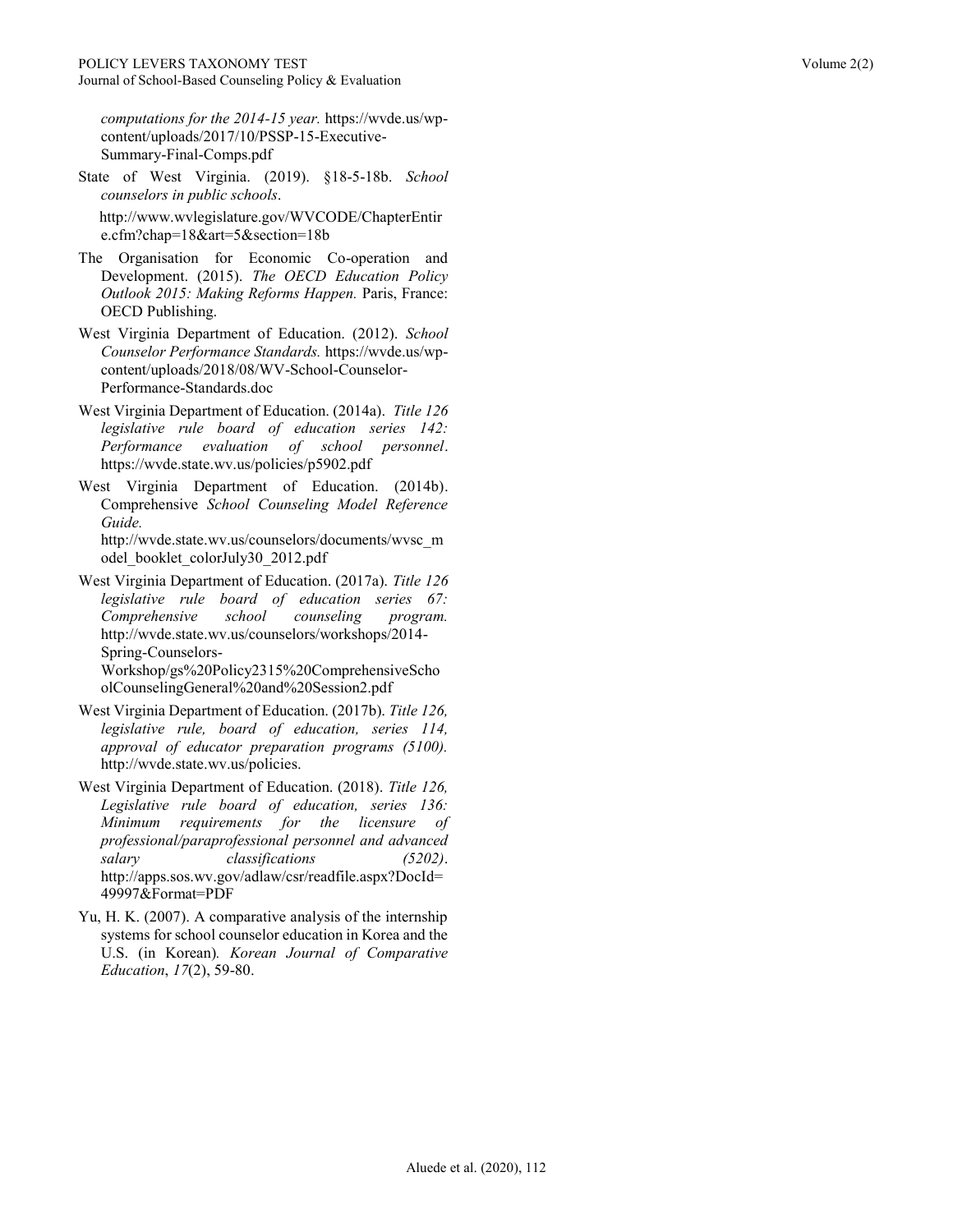*computations for the 2014-15 year.* https://wvde.us/wp-content/uploads/2017/10/PSSP-15-Executive-Summary-Final-Comps.pdf

State of West Virginia. (2019). §18-5-18b. *School counselors in public schools*. http://www.wvlegislature.gov/WVCODE/ChapterEntire.cfm?chap=18&art=5&section=18b

The Organisation for Economic Co-operation and Development. (2015). *The OECD Education Policy Outlook 2015: Making Reforms Happen.* Paris, France: OECD Publishing.

West Virginia Department of Education. (2012). *School Counselor Performance Standards.* https://wvde.us/wp-content/uploads/2018/08/WV-School-Counselor-Performance-Standards.doc

West Virginia Department of Education. (2014a). *Title 126 legislative rule board of education series 142: Performance evaluation of school personnel*. https://wvde.state.wv.us/policies/p5902.pdf

West Virginia Department of Education. (2014b). Comprehensive *School Counseling Model Reference Guide.* http://wvde.state.wv.us/counselors/documents/wvsc_model_booklet_colorJuly30_2012.pdf

West Virginia Department of Education. (2017a). *Title 126 legislative rule board of education series 67: Comprehensive school counseling program.* http://wvde.state.wv.us/counselors/workshops/2014-Spring-Counselors-Workshop/gs%20Policy2315%20ComprehensiveSchoolCounselingGeneral%20and%20Session2.pdf

West Virginia Department of Education. (2017b). *Title 126, legislative rule, board of education, series 114, approval of educator preparation programs (5100).* http://wvde.state.wv.us/policies.

West Virginia Department of Education. (2018). *Title 126, Legislative rule board of education, series 136: Minimum requirements for the licensure of professional/paraprofessional personnel and advanced salary classifications (5202)*. http://apps.sos.wv.gov/adlaw/csr/readfile.aspx?DocId=49997&Format=PDF

Yu, H. K. (2007). A comparative analysis of the internship systems for school counselor education in Korea and the U.S. (in Korean)*. Korean Journal of Comparative Education*, *17*(2), 59-80.